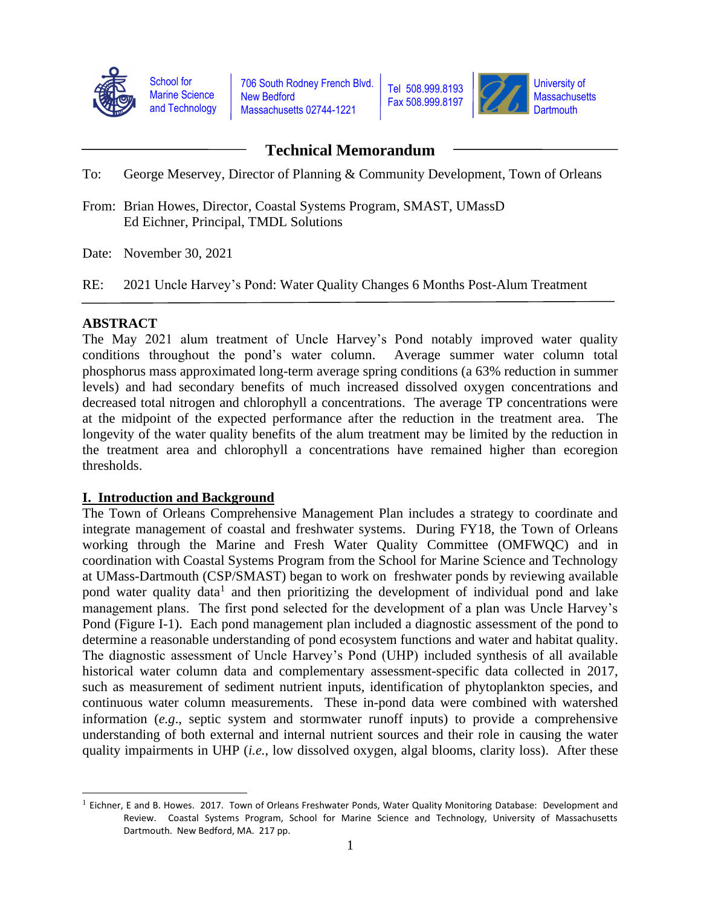School for Marine Science and Technology | 706 South Rodney French Blvd. New Bedford Massachusetts 02744-1221 | Tel 508.999.8193 Fax 508.999.8197 | University of Massachusetts Dartmouth

# Technical Memorandum

To: George Meservey, Director of Planning & Community Development, Town of Orleans

From: Brian Howes, Director, Coastal Systems Program, SMAST, UMassD
Ed Eichner, Principal, TMDL Solutions

Date: November 30, 2021

RE: 2021 Uncle Harvey's Pond: Water Quality Changes 6 Months Post-Alum Treatment

## ABSTRACT

The May 2021 alum treatment of Uncle Harvey's Pond notably improved water quality conditions throughout the pond's water column. Average summer water column total phosphorus mass approximated long-term average spring conditions (a 63% reduction in summer levels) and had secondary benefits of much increased dissolved oxygen concentrations and decreased total nitrogen and chlorophyll a concentrations. The average TP concentrations were at the midpoint of the expected performance after the reduction in the treatment area. The longevity of the water quality benefits of the alum treatment may be limited by the reduction in the treatment area and chlorophyll a concentrations have remained higher than ecoregion thresholds.

## I. Introduction and Background

The Town of Orleans Comprehensive Management Plan includes a strategy to coordinate and integrate management of coastal and freshwater systems. During FY18, the Town of Orleans working through the Marine and Fresh Water Quality Committee (OMFWQC) and in coordination with Coastal Systems Program from the School for Marine Science and Technology at UMass-Dartmouth (CSP/SMAST) began to work on freshwater ponds by reviewing available pond water quality data[1] and then prioritizing the development of individual pond and lake management plans. The first pond selected for the development of a plan was Uncle Harvey's Pond (Figure I-1). Each pond management plan included a diagnostic assessment of the pond to determine a reasonable understanding of pond ecosystem functions and water and habitat quality. The diagnostic assessment of Uncle Harvey's Pond (UHP) included synthesis of all available historical water column data and complementary assessment-specific data collected in 2017, such as measurement of sediment nutrient inputs, identification of phytoplankton species, and continuous water column measurements. These in-pond data were combined with watershed information (*e.g.*, septic system and stormwater runoff inputs) to provide a comprehensive understanding of both external and internal nutrient sources and their role in causing the water quality impairments in UHP (*i.e.*, low dissolved oxygen, algal blooms, clarity loss). After these

[1] Eichner, E and B. Howes. 2017. Town of Orleans Freshwater Ponds, Water Quality Monitoring Database: Development and Review. Coastal Systems Program, School for Marine Science and Technology, University of Massachusetts Dartmouth. New Bedford, MA. 217 pp.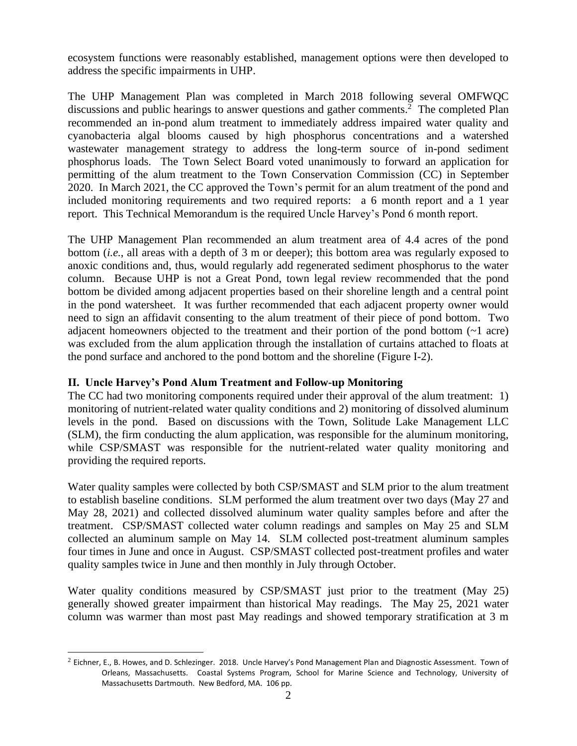ecosystem functions were reasonably established, management options were then developed to address the specific impairments in UHP.

The UHP Management Plan was completed in March 2018 following several OMFWQC discussions and public hearings to answer questions and gather comments.[2] The completed Plan recommended an in-pond alum treatment to immediately address impaired water quality and cyanobacteria algal blooms caused by high phosphorus concentrations and a watershed wastewater management strategy to address the long-term source of in-pond sediment phosphorus loads. The Town Select Board voted unanimously to forward an application for permitting of the alum treatment to the Town Conservation Commission (CC) in September 2020. In March 2021, the CC approved the Town's permit for an alum treatment of the pond and included monitoring requirements and two required reports: a 6 month report and a 1 year report. This Technical Memorandum is the required Uncle Harvey's Pond 6 month report.

The UHP Management Plan recommended an alum treatment area of 4.4 acres of the pond bottom (*i.e.*, all areas with a depth of 3 m or deeper); this bottom area was regularly exposed to anoxic conditions and, thus, would regularly add regenerated sediment phosphorus to the water column. Because UHP is not a Great Pond, town legal review recommended that the pond bottom be divided among adjacent properties based on their shoreline length and a central point in the pond watersheet. It was further recommended that each adjacent property owner would need to sign an affidavit consenting to the alum treatment of their piece of pond bottom. Two adjacent homeowners objected to the treatment and their portion of the pond bottom (~1 acre) was excluded from the alum application through the installation of curtains attached to floats at the pond surface and anchored to the pond bottom and the shoreline (Figure I-2).

## II. Uncle Harvey's Pond Alum Treatment and Follow-up Monitoring

The CC had two monitoring components required under their approval of the alum treatment: 1) monitoring of nutrient-related water quality conditions and 2) monitoring of dissolved aluminum levels in the pond. Based on discussions with the Town, Solitude Lake Management LLC (SLM), the firm conducting the alum application, was responsible for the aluminum monitoring, while CSP/SMAST was responsible for the nutrient-related water quality monitoring and providing the required reports.

Water quality samples were collected by both CSP/SMAST and SLM prior to the alum treatment to establish baseline conditions. SLM performed the alum treatment over two days (May 27 and May 28, 2021) and collected dissolved aluminum water quality samples before and after the treatment. CSP/SMAST collected water column readings and samples on May 25 and SLM collected an aluminum sample on May 14. SLM collected post-treatment aluminum samples four times in June and once in August. CSP/SMAST collected post-treatment profiles and water quality samples twice in June and then monthly in July through October.

Water quality conditions measured by CSP/SMAST just prior to the treatment (May 25) generally showed greater impairment than historical May readings. The May 25, 2021 water column was warmer than most past May readings and showed temporary stratification at 3 m

---

[2] Eichner, E., B. Howes, and D. Schlezinger. 2018. Uncle Harvey's Pond Management Plan and Diagnostic Assessment. Town of Orleans, Massachusetts. Coastal Systems Program, School for Marine Science and Technology, University of Massachusetts Dartmouth. New Bedford, MA. 106 pp.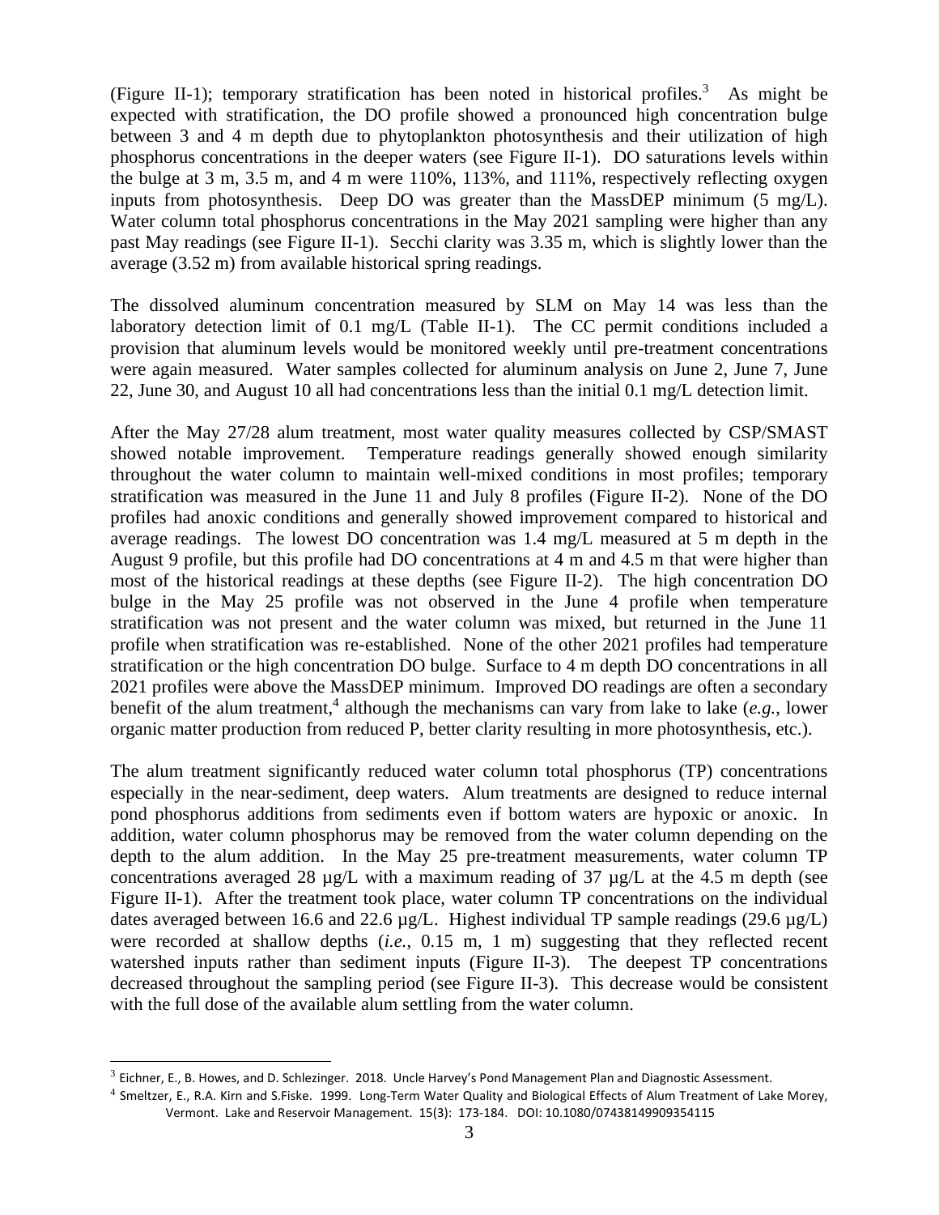(Figure II-1); temporary stratification has been noted in historical profiles.[3] As might be expected with stratification, the DO profile showed a pronounced high concentration bulge between 3 and 4 m depth due to phytoplankton photosynthesis and their utilization of high phosphorus concentrations in the deeper waters (see Figure II-1). DO saturations levels within the bulge at 3 m, 3.5 m, and 4 m were 110%, 113%, and 111%, respectively reflecting oxygen inputs from photosynthesis. Deep DO was greater than the MassDEP minimum (5 mg/L). Water column total phosphorus concentrations in the May 2021 sampling were higher than any past May readings (see Figure II-1). Secchi clarity was 3.35 m, which is slightly lower than the average (3.52 m) from available historical spring readings.

The dissolved aluminum concentration measured by SLM on May 14 was less than the laboratory detection limit of 0.1 mg/L (Table II-1). The CC permit conditions included a provision that aluminum levels would be monitored weekly until pre-treatment concentrations were again measured. Water samples collected for aluminum analysis on June 2, June 7, June 22, June 30, and August 10 all had concentrations less than the initial 0.1 mg/L detection limit.

After the May 27/28 alum treatment, most water quality measures collected by CSP/SMAST showed notable improvement. Temperature readings generally showed enough similarity throughout the water column to maintain well-mixed conditions in most profiles; temporary stratification was measured in the June 11 and July 8 profiles (Figure II-2). None of the DO profiles had anoxic conditions and generally showed improvement compared to historical and average readings. The lowest DO concentration was 1.4 mg/L measured at 5 m depth in the August 9 profile, but this profile had DO concentrations at 4 m and 4.5 m that were higher than most of the historical readings at these depths (see Figure II-2). The high concentration DO bulge in the May 25 profile was not observed in the June 4 profile when temperature stratification was not present and the water column was mixed, but returned in the June 11 profile when stratification was re-established. None of the other 2021 profiles had temperature stratification or the high concentration DO bulge. Surface to 4 m depth DO concentrations in all 2021 profiles were above the MassDEP minimum. Improved DO readings are often a secondary benefit of the alum treatment,[4] although the mechanisms can vary from lake to lake (*e.g.*, lower organic matter production from reduced P, better clarity resulting in more photosynthesis, etc.).

The alum treatment significantly reduced water column total phosphorus (TP) concentrations especially in the near-sediment, deep waters. Alum treatments are designed to reduce internal pond phosphorus additions from sediments even if bottom waters are hypoxic or anoxic. In addition, water column phosphorus may be removed from the water column depending on the depth to the alum addition. In the May 25 pre-treatment measurements, water column TP concentrations averaged 28 µg/L with a maximum reading of 37 µg/L at the 4.5 m depth (see Figure II-1). After the treatment took place, water column TP concentrations on the individual dates averaged between 16.6 and 22.6 µg/L. Highest individual TP sample readings (29.6 µg/L) were recorded at shallow depths (*i.e.*, 0.15 m, 1 m) suggesting that they reflected recent watershed inputs rather than sediment inputs (Figure II-3). The deepest TP concentrations decreased throughout the sampling period (see Figure II-3). This decrease would be consistent with the full dose of the available alum settling from the water column.

---

[3] Eichner, E., B. Howes, and D. Schlezinger. 2018. Uncle Harvey's Pond Management Plan and Diagnostic Assessment.

[4] Smeltzer, E., R.A. Kirn and S.Fiske. 1999. Long-Term Water Quality and Biological Effects of Alum Treatment of Lake Morey, Vermont. Lake and Reservoir Management. 15(3): 173-184. DOI: 10.1080/07438149909354115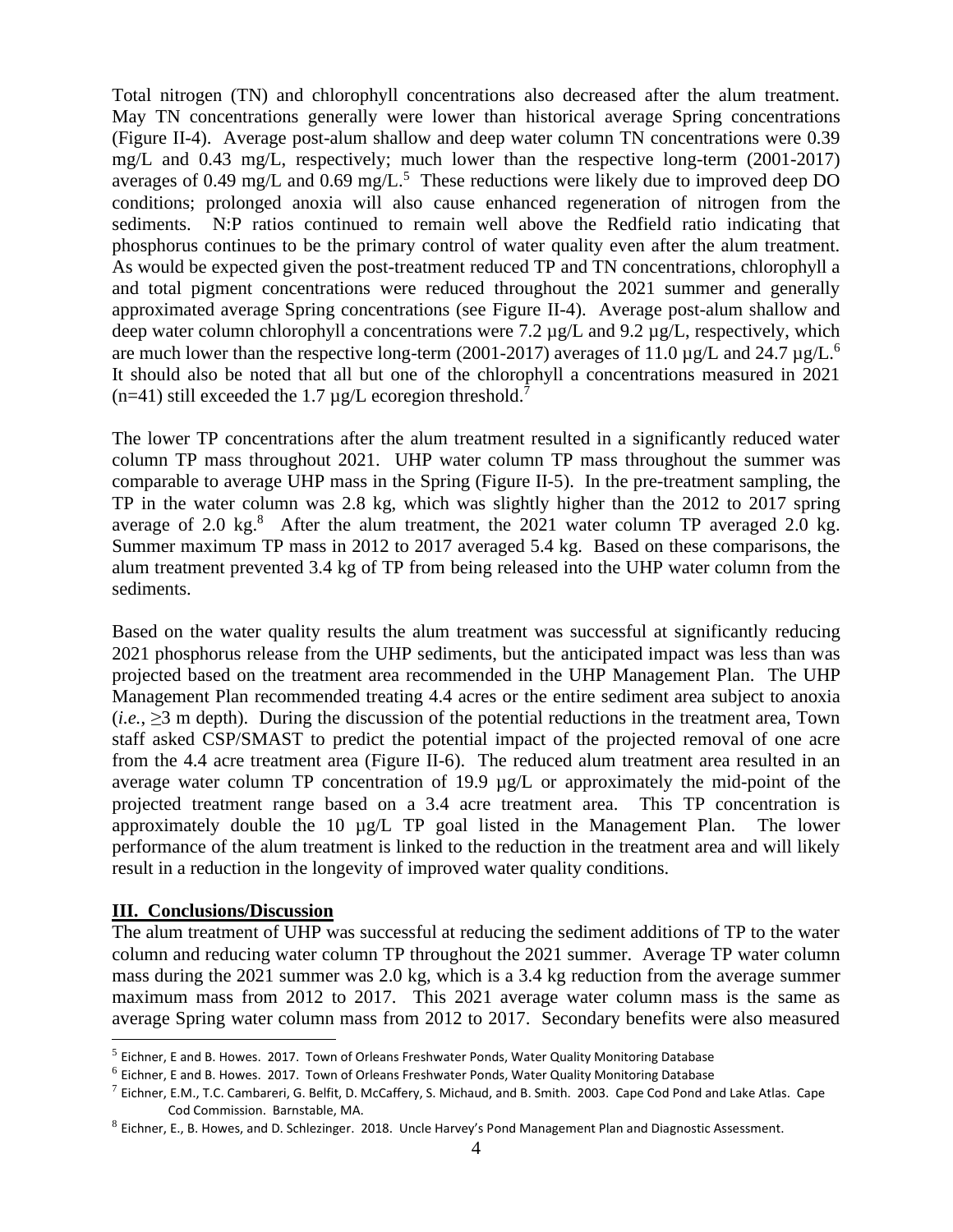Total nitrogen (TN) and chlorophyll concentrations also decreased after the alum treatment. May TN concentrations generally were lower than historical average Spring concentrations (Figure II-4). Average post-alum shallow and deep water column TN concentrations were 0.39 mg/L and 0.43 mg/L, respectively; much lower than the respective long-term (2001-2017) averages of 0.49 mg/L and 0.69 mg/L.[5] These reductions were likely due to improved deep DO conditions; prolonged anoxia will also cause enhanced regeneration of nitrogen from the sediments. N:P ratios continued to remain well above the Redfield ratio indicating that phosphorus continues to be the primary control of water quality even after the alum treatment. As would be expected given the post-treatment reduced TP and TN concentrations, chlorophyll a and total pigment concentrations were reduced throughout the 2021 summer and generally approximated average Spring concentrations (see Figure II-4). Average post-alum shallow and deep water column chlorophyll a concentrations were 7.2 µg/L and 9.2 µg/L, respectively, which are much lower than the respective long-term (2001-2017) averages of 11.0 µg/L and 24.7 µg/L.[6] It should also be noted that all but one of the chlorophyll a concentrations measured in 2021 (n=41) still exceeded the 1.7 µg/L ecoregion threshold.[7]

The lower TP concentrations after the alum treatment resulted in a significantly reduced water column TP mass throughout 2021. UHP water column TP mass throughout the summer was comparable to average UHP mass in the Spring (Figure II-5). In the pre-treatment sampling, the TP in the water column was 2.8 kg, which was slightly higher than the 2012 to 2017 spring average of 2.0 kg.[8] After the alum treatment, the 2021 water column TP averaged 2.0 kg. Summer maximum TP mass in 2012 to 2017 averaged 5.4 kg. Based on these comparisons, the alum treatment prevented 3.4 kg of TP from being released into the UHP water column from the sediments.

Based on the water quality results the alum treatment was successful at significantly reducing 2021 phosphorus release from the UHP sediments, but the anticipated impact was less than was projected based on the treatment area recommended in the UHP Management Plan. The UHP Management Plan recommended treating 4.4 acres or the entire sediment area subject to anoxia (*i.e.*, ≥3 m depth). During the discussion of the potential reductions in the treatment area, Town staff asked CSP/SMAST to predict the potential impact of the projected removal of one acre from the 4.4 acre treatment area (Figure II-6). The reduced alum treatment area resulted in an average water column TP concentration of 19.9 µg/L or approximately the mid-point of the projected treatment range based on a 3.4 acre treatment area. This TP concentration is approximately double the 10 µg/L TP goal listed in the Management Plan. The lower performance of the alum treatment is linked to the reduction in the treatment area and will likely result in a reduction in the longevity of improved water quality conditions.

## III. Conclusions/Discussion

The alum treatment of UHP was successful at reducing the sediment additions of TP to the water column and reducing water column TP throughout the 2021 summer. Average TP water column mass during the 2021 summer was 2.0 kg, which is a 3.4 kg reduction from the average summer maximum mass from 2012 to 2017. This 2021 average water column mass is the same as average Spring water column mass from 2012 to 2017. Secondary benefits were also measured

---

[5] Eichner, E and B. Howes. 2017. Town of Orleans Freshwater Ponds, Water Quality Monitoring Database

[6] Eichner, E and B. Howes. 2017. Town of Orleans Freshwater Ponds, Water Quality Monitoring Database

[7] Eichner, E.M., T.C. Cambareri, G. Belfit, D. McCaffery, S. Michaud, and B. Smith. 2003. Cape Cod Pond and Lake Atlas. Cape Cod Commission. Barnstable, MA.

[8] Eichner, E., B. Howes, and D. Schlezinger. 2018. Uncle Harvey's Pond Management Plan and Diagnostic Assessment.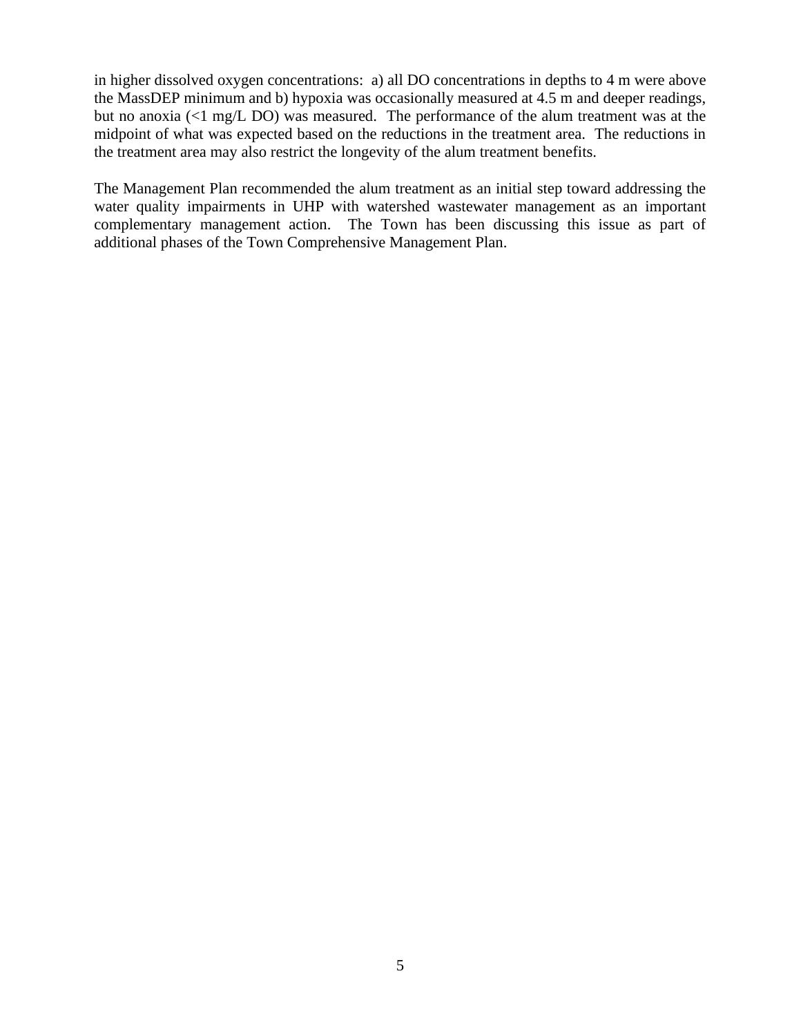in higher dissolved oxygen concentrations: a) all DO concentrations in depths to 4 m were above the MassDEP minimum and b) hypoxia was occasionally measured at 4.5 m and deeper readings, but no anoxia (<1 mg/L DO) was measured. The performance of the alum treatment was at the midpoint of what was expected based on the reductions in the treatment area. The reductions in the treatment area may also restrict the longevity of the alum treatment benefits.

The Management Plan recommended the alum treatment as an initial step toward addressing the water quality impairments in UHP with watershed wastewater management as an important complementary management action. The Town has been discussing this issue as part of additional phases of the Town Comprehensive Management Plan.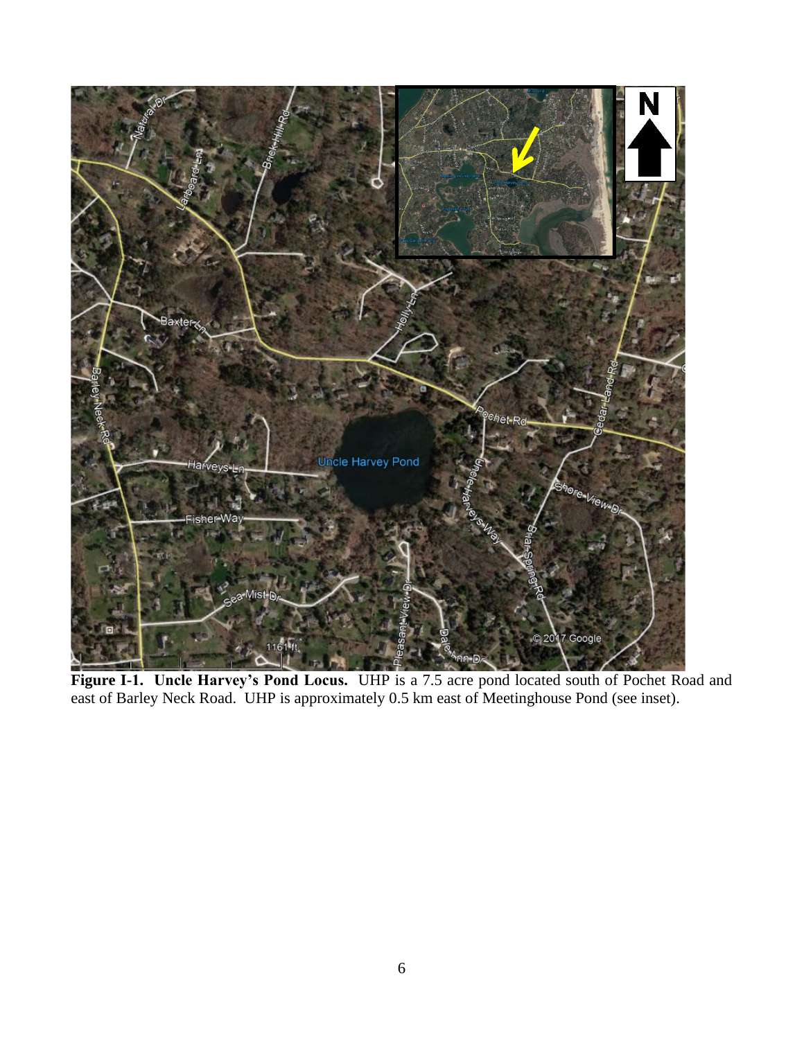**Figure I-1. Uncle Harvey's Pond Locus.** UHP is a 7.5 acre pond located south of Pochet Road and east of Barley Neck Road. UHP is approximately 0.5 km east of Meetinghouse Pond (see inset).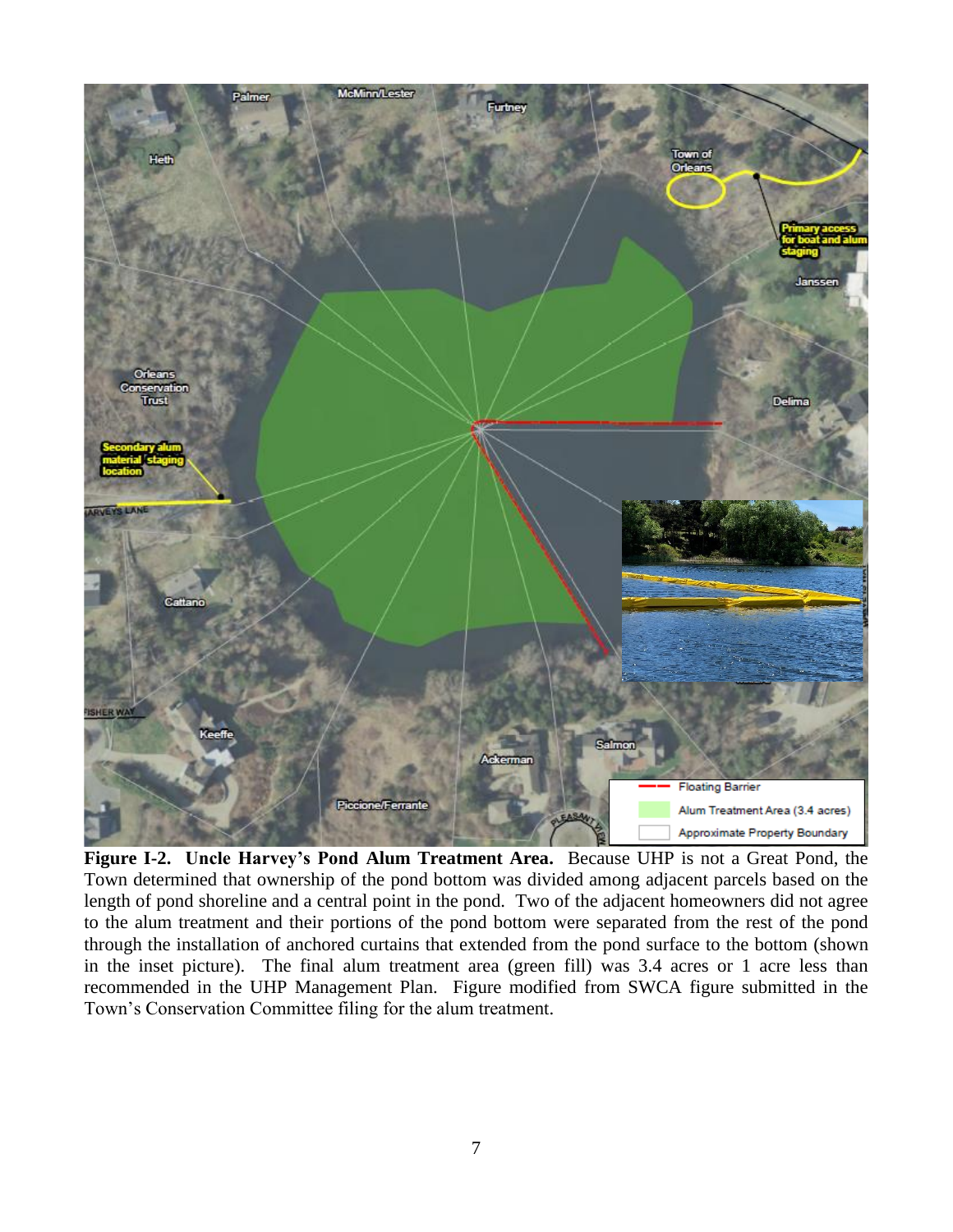**Figure I-2. Uncle Harvey's Pond Alum Treatment Area.** Because UHP is not a Great Pond, the Town determined that ownership of the pond bottom was divided among adjacent parcels based on the length of pond shoreline and a central point in the pond. Two of the adjacent homeowners did not agree to the alum treatment and their portions of the pond bottom were separated from the rest of the pond through the installation of anchored curtains that extended from the pond surface to the bottom (shown in the inset picture). The final alum treatment area (green fill) was 3.4 acres or 1 acre less than recommended in the UHP Management Plan. Figure modified from SWCA figure submitted in the Town's Conservation Committee filing for the alum treatment.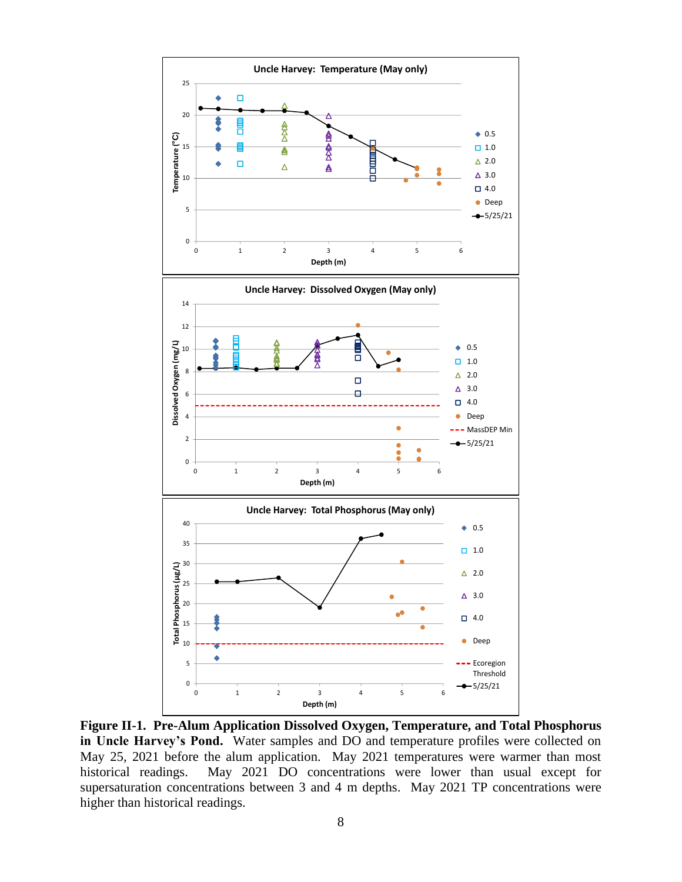**Figure II-1. Pre-Alum Application Dissolved Oxygen, Temperature, and Total Phosphorus in Uncle Harvey's Pond.** Water samples and DO and temperature profiles were collected on May 25, 2021 before the alum application. May 2021 temperatures were warmer than most historical readings. May 2021 DO concentrations were lower than usual except for supersaturation concentrations between 3 and 4 m depths. May 2021 TP concentrations were higher than historical readings.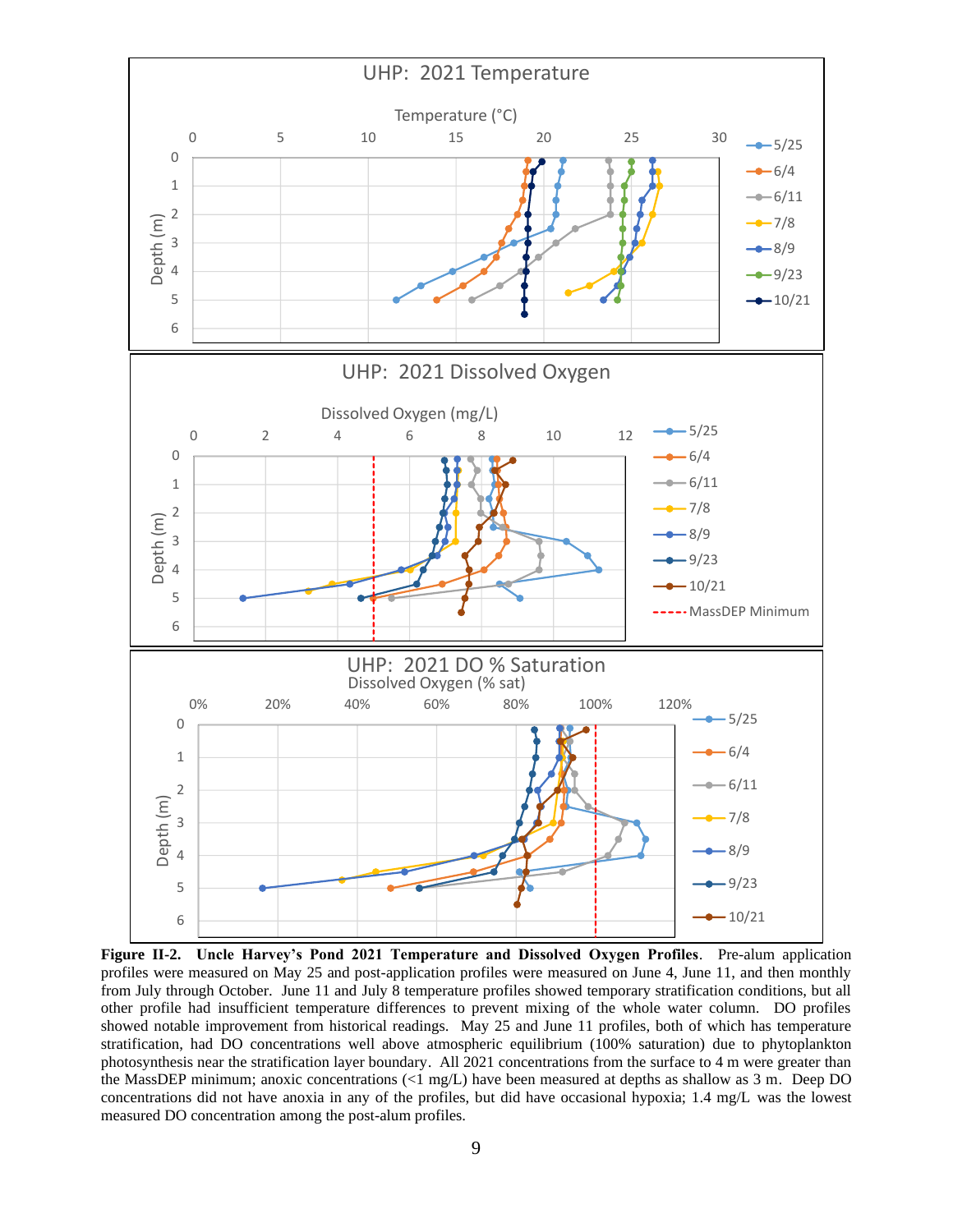**Figure II-2. Uncle Harvey's Pond 2021 Temperature and Dissolved Oxygen Profiles**. Pre-alum application profiles were measured on May 25 and post-application profiles were measured on June 4, June 11, and then monthly from July through October. June 11 and July 8 temperature profiles showed temporary stratification conditions, but all other profile had insufficient temperature differences to prevent mixing of the whole water column. DO profiles showed notable improvement from historical readings. May 25 and June 11 profiles, both of which has temperature stratification, had DO concentrations well above atmospheric equilibrium (100% saturation) due to phytoplankton photosynthesis near the stratification layer boundary. All 2021 concentrations from the surface to 4 m were greater than the MassDEP minimum; anoxic concentrations (<1 mg/L) have been measured at depths as shallow as 3 m. Deep DO concentrations did not have anoxia in any of the profiles, but did have occasional hypoxia; 1.4 mg/L was the lowest measured DO concentration among the post-alum profiles.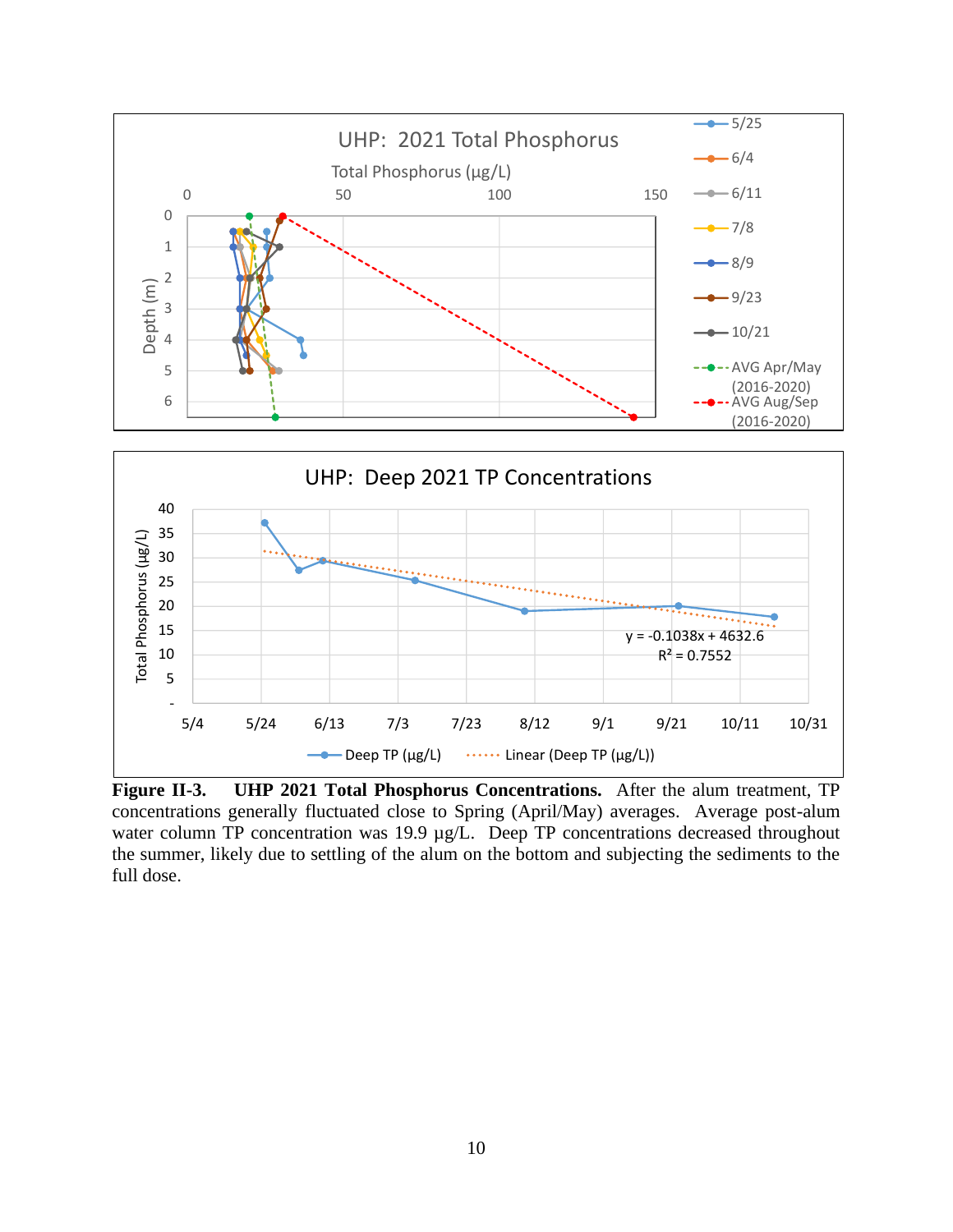UHP: 2021 Total Phosphorus

Total Phosphorus (µg/L)

UHP: Deep 2021 TP Concentrations

$y = -0.1038x + 4632.6$

$R^2 = 0.7552$

**Figure II-3. UHP 2021 Total Phosphorus Concentrations.** After the alum treatment, TP concentrations generally fluctuated close to Spring (April/May) averages. Average post-alum water column TP concentration was 19.9 µg/L. Deep TP concentrations decreased throughout the summer, likely due to settling of the alum on the bottom and subjecting the sediments to the full dose.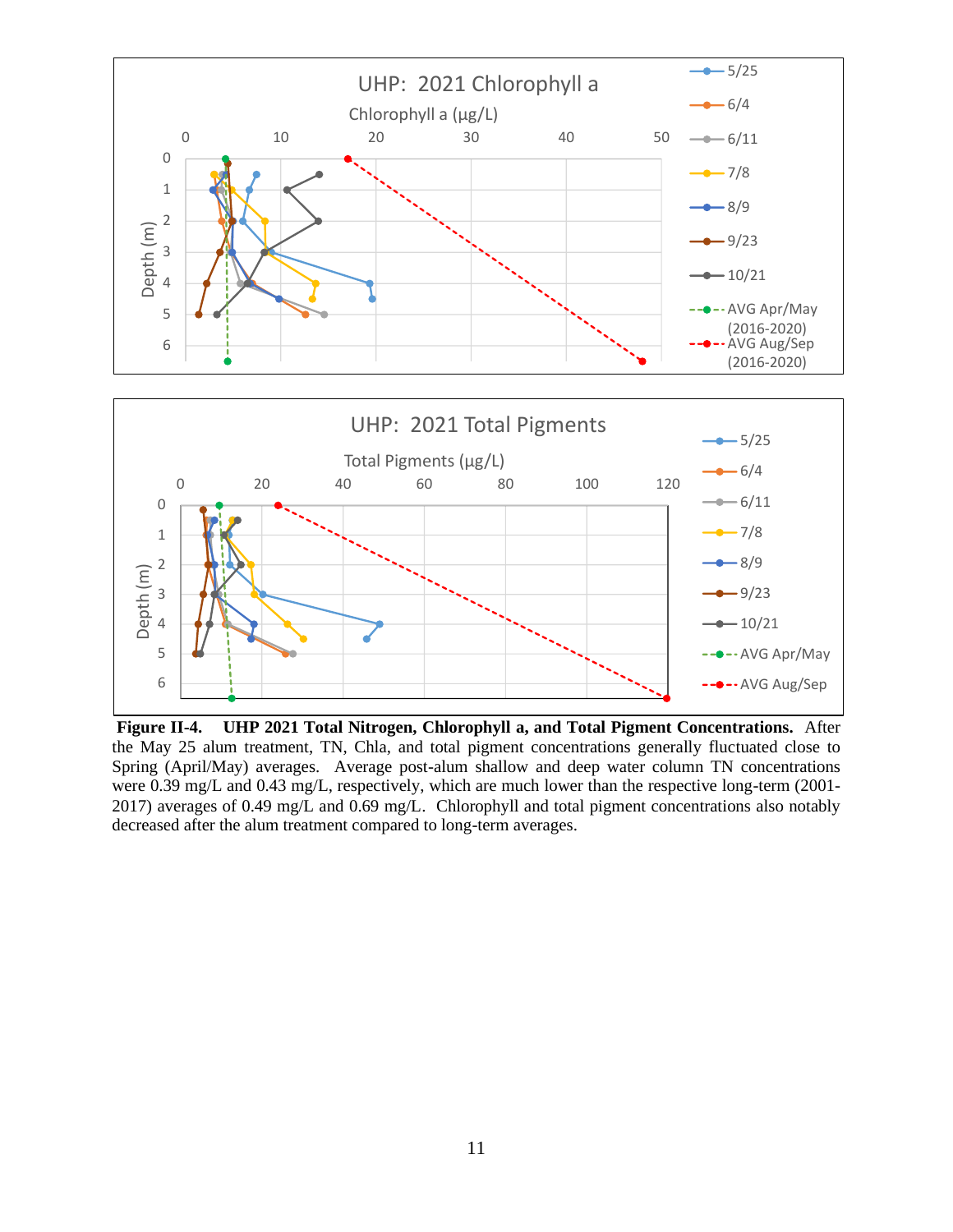**Figure II-4. UHP 2021 Total Nitrogen, Chlorophyll a, and Total Pigment Concentrations.** After the May 25 alum treatment, TN, Chla, and total pigment concentrations generally fluctuated close to Spring (April/May) averages. Average post-alum shallow and deep water column TN concentrations were 0.39 mg/L and 0.43 mg/L, respectively, which are much lower than the respective long-term (2001-2017) averages of 0.49 mg/L and 0.69 mg/L. Chlorophyll and total pigment concentrations also notably decreased after the alum treatment compared to long-term averages.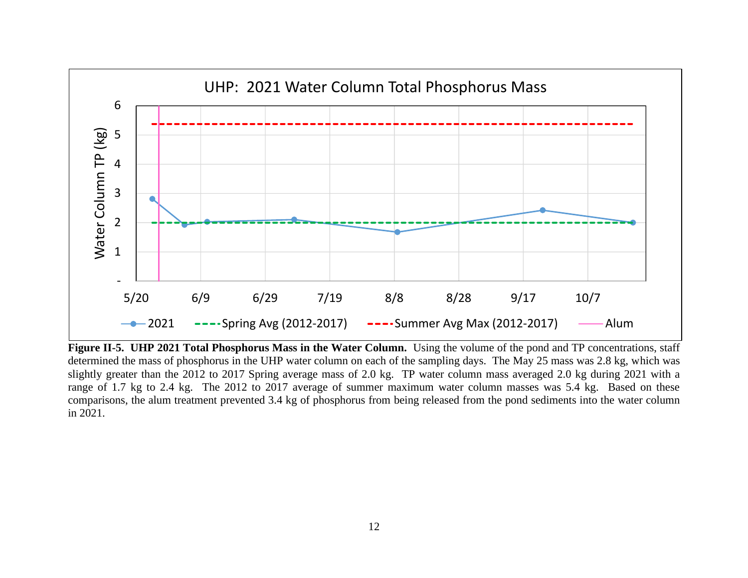**Figure II-5. UHP 2021 Total Phosphorus Mass in the Water Column.** Using the volume of the pond and TP concentrations, staff determined the mass of phosphorus in the UHP water column on each of the sampling days. The May 25 mass was 2.8 kg, which was slightly greater than the 2012 to 2017 Spring average mass of 2.0 kg. TP water column mass averaged 2.0 kg during 2021 with a range of 1.7 kg to 2.4 kg. The 2012 to 2017 average of summer maximum water column masses was 5.4 kg. Based on these comparisons, the alum treatment prevented 3.4 kg of phosphorus from being released from the pond sediments into the water column in 2021.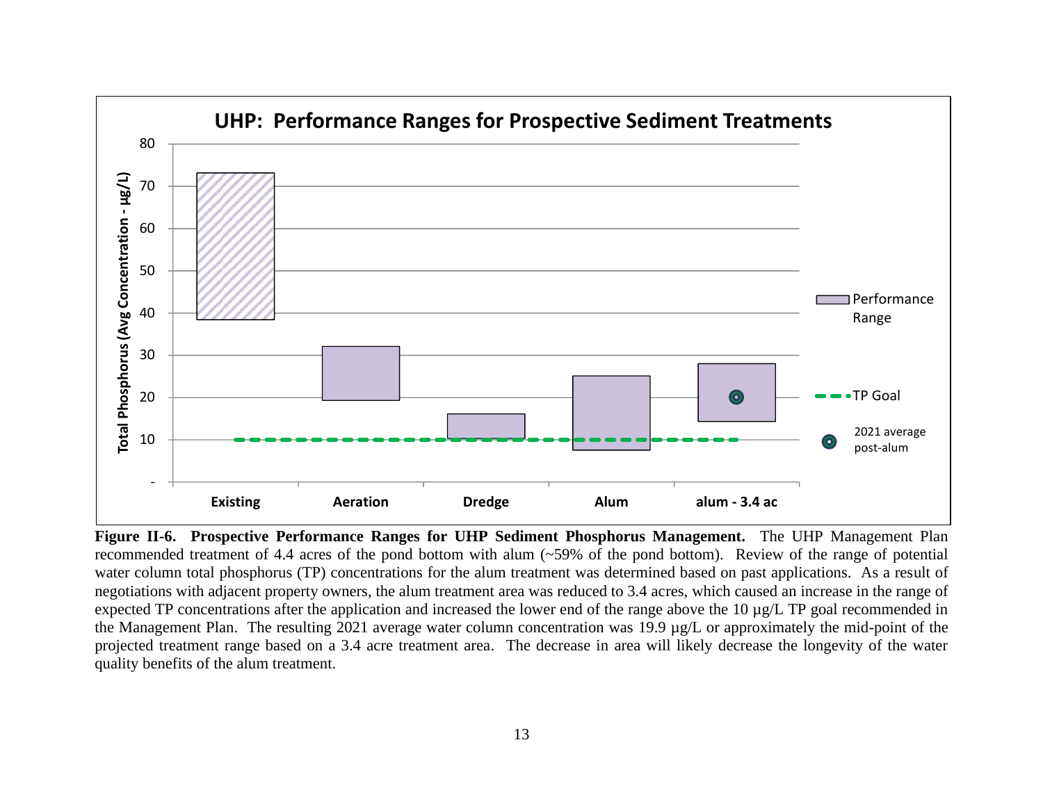**UHP: Performance Ranges for Prospective Sediment Treatments**

**Figure II-6. Prospective Performance Ranges for UHP Sediment Phosphorus Management.** The UHP Management Plan recommended treatment of 4.4 acres of the pond bottom with alum (~59% of the pond bottom). Review of the range of potential water column total phosphorus (TP) concentrations for the alum treatment was determined based on past applications. As a result of negotiations with adjacent property owners, the alum treatment area was reduced to 3.4 acres, which caused an increase in the range of expected TP concentrations after the application and increased the lower end of the range above the 10 µg/L TP goal recommended in the Management Plan. The resulting 2021 average water column concentration was 19.9 µg/L or approximately the mid-point of the projected treatment range based on a 3.4 acre treatment area. The decrease in area will likely decrease the longevity of the water quality benefits of the alum treatment.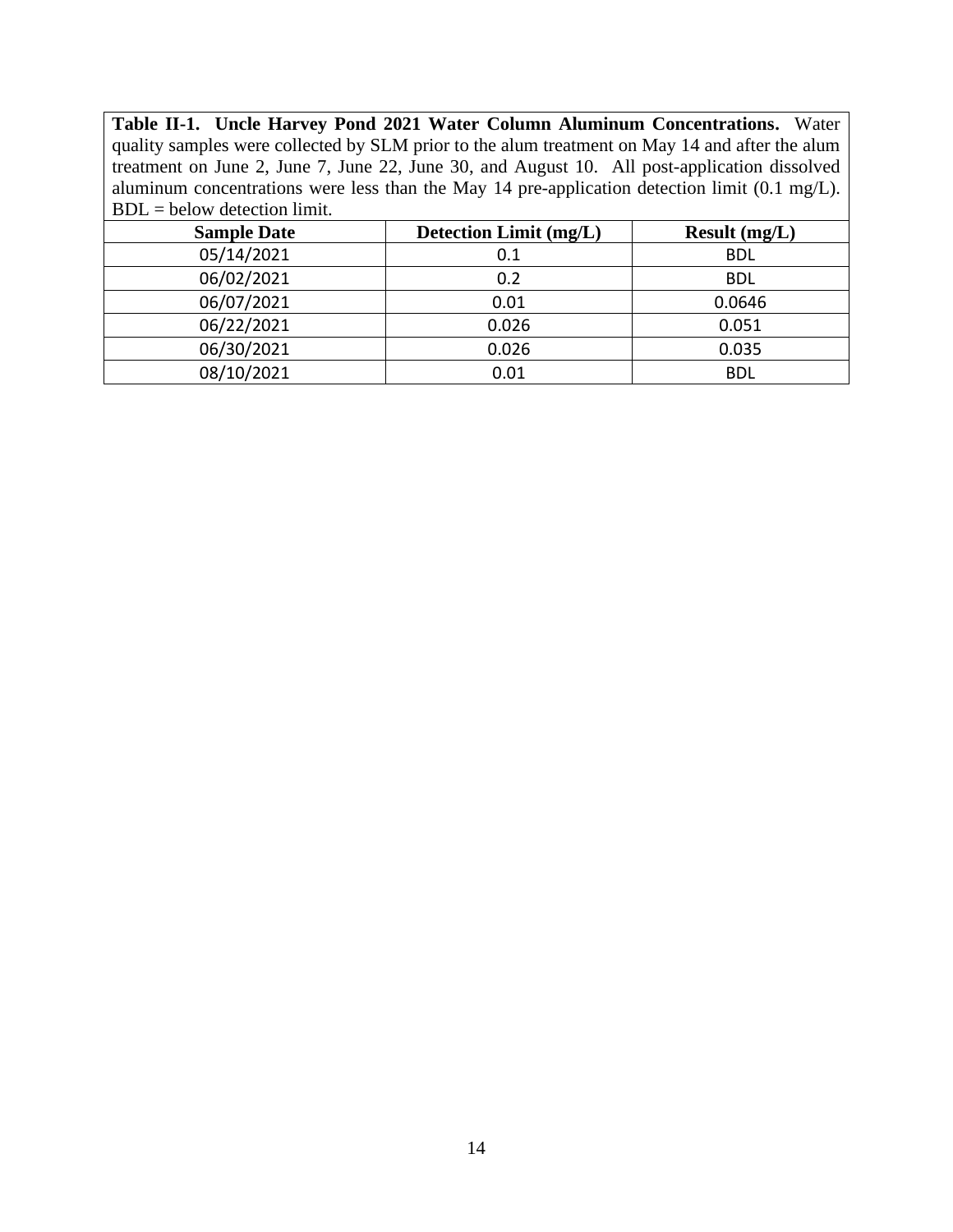**Table II-1. Uncle Harvey Pond 2021 Water Column Aluminum Concentrations.** Water quality samples were collected by SLM prior to the alum treatment on May 14 and after the alum treatment on June 2, June 7, June 22, June 30, and August 10. All post-application dissolved aluminum concentrations were less than the May 14 pre-application detection limit (0.1 mg/L). BDL = below detection limit.

| Sample Date | Detection Limit (mg/L) | Result (mg/L) |
|---|---|---|
| 05/14/2021 | 0.1 | BDL |
| 06/02/2021 | 0.2 | BDL |
| 06/07/2021 | 0.01 | 0.0646 |
| 06/22/2021 | 0.026 | 0.051 |
| 06/30/2021 | 0.026 | 0.035 |
| 08/10/2021 | 0.01 | BDL |